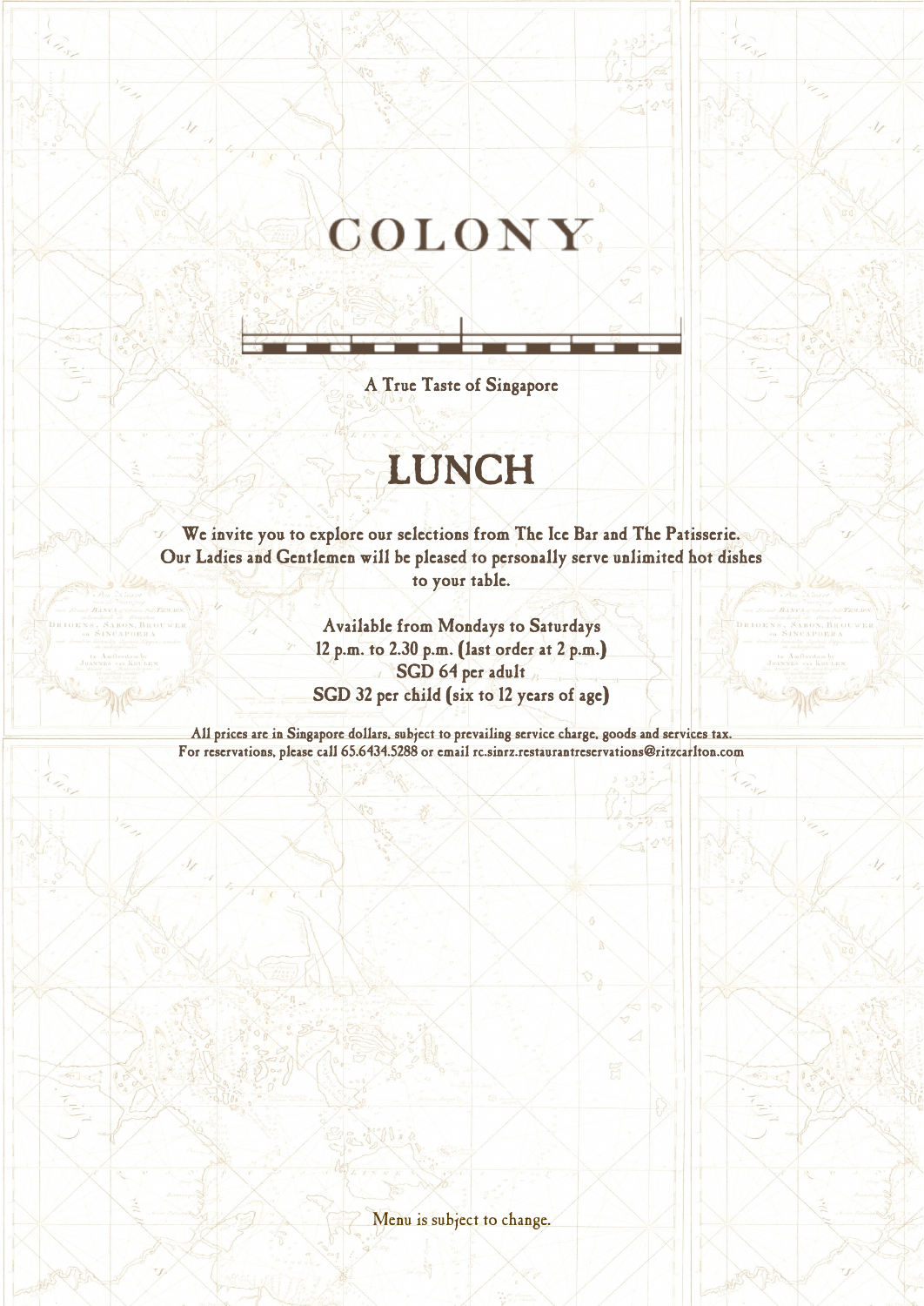# COLONY

A True Taste of Singapore

## LUNCH

We invite you to explore our selections from The Ice Bar and The Patisserie.
Our Ladies and Gentlemen will be pleased to personally serve unlimited hot dishes to your table.

Available from Mondays to Saturdays
12 p.m. to 2.30 p.m. (last order at 2 p.m.)
SGD 64 per adult
SGD 32 per child (six to 12 years of age)

All prices are in Singapore dollars, subject to prevailing service charge, goods and services tax.
For reservations, please call 65.6434.5288 or email rc.sinrz.restaurantreservations@ritzcarlton.com

Menu is subject to change.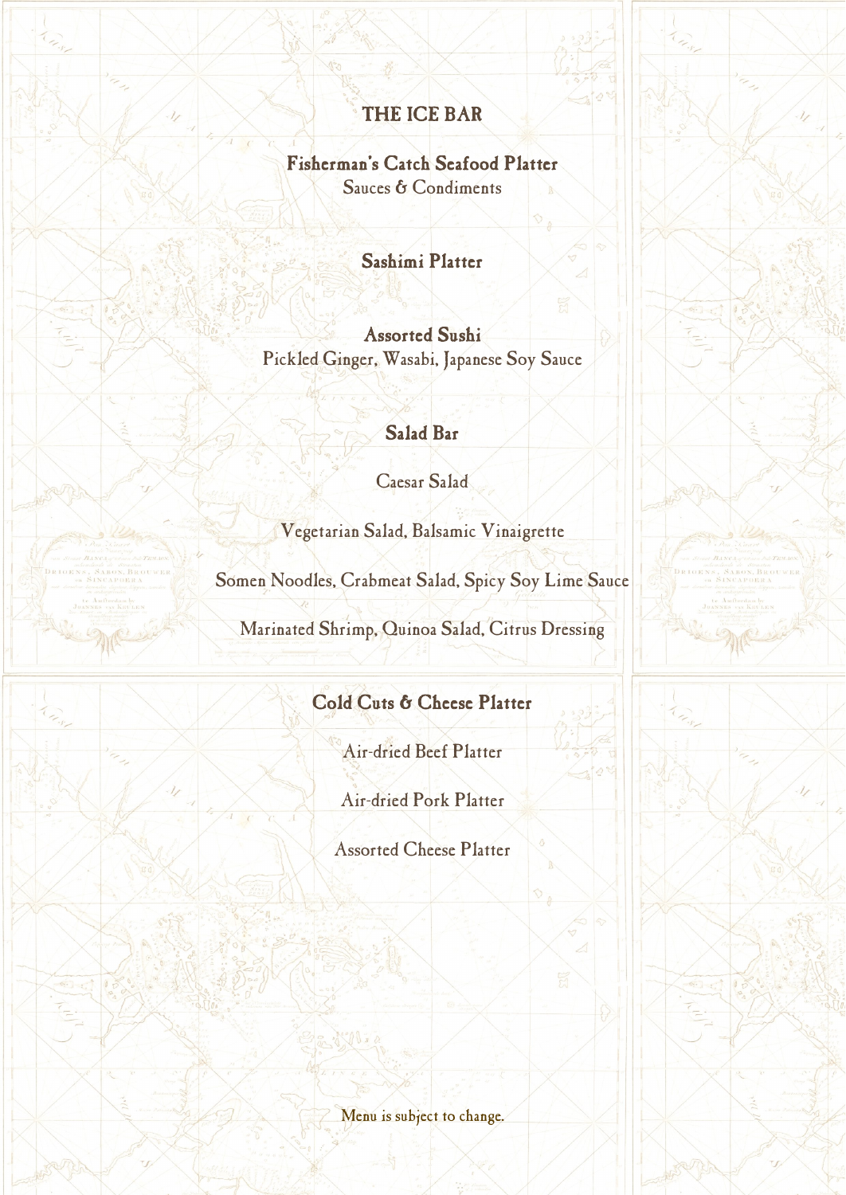# THE ICE BAR

## Fisherman's Catch Seafood Platter

Sauces & Condiments

## Sashimi Platter

## Assorted Sushi

Pickled Ginger, Wasabi, Japanese Soy Sauce

## Salad Bar

Caesar Salad

Vegetarian Salad, Balsamic Vinaigrette

Somen Noodles, Crabmeat Salad, Spicy Soy Lime Sauce

Marinated Shrimp, Quinoa Salad, Citrus Dressing

## Cold Cuts & Cheese Platter

Air-dried Beef Platter

Air-dried Pork Platter

Assorted Cheese Platter

Menu is subject to change.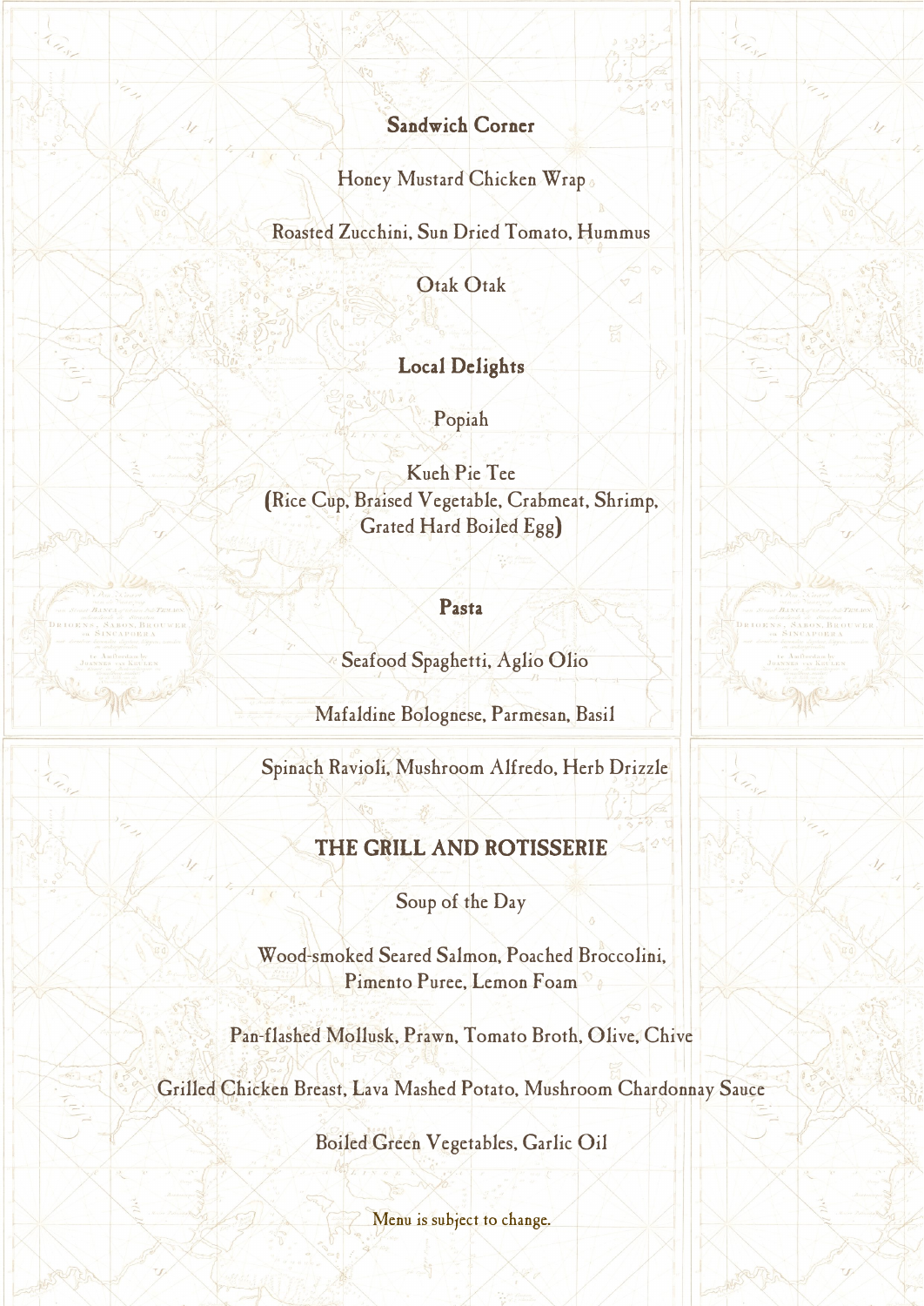## Sandwich Corner

Honey Mustard Chicken Wrap

Roasted Zucchini, Sun Dried Tomato, Hummus

Otak Otak

## Local Delights

Popiah

Kueh Pie Tee
(Rice Cup, Braised Vegetable, Crabmeat, Shrimp, Grated Hard Boiled Egg)

## Pasta

Seafood Spaghetti, Aglio Olio

Mafaldine Bolognese, Parmesan, Basil

Spinach Ravioli, Mushroom Alfredo, Herb Drizzle

## THE GRILL AND ROTISSERIE

Soup of the Day

Wood-smoked Seared Salmon, Poached Broccolini, Pimento Puree, Lemon Foam

Pan-flashed Mollusk, Prawn, Tomato Broth, Olive, Chive

Grilled Chicken Breast, Lava Mashed Potato, Mushroom Chardonnay Sauce

Boiled Green Vegetables, Garlic Oil

Menu is subject to change.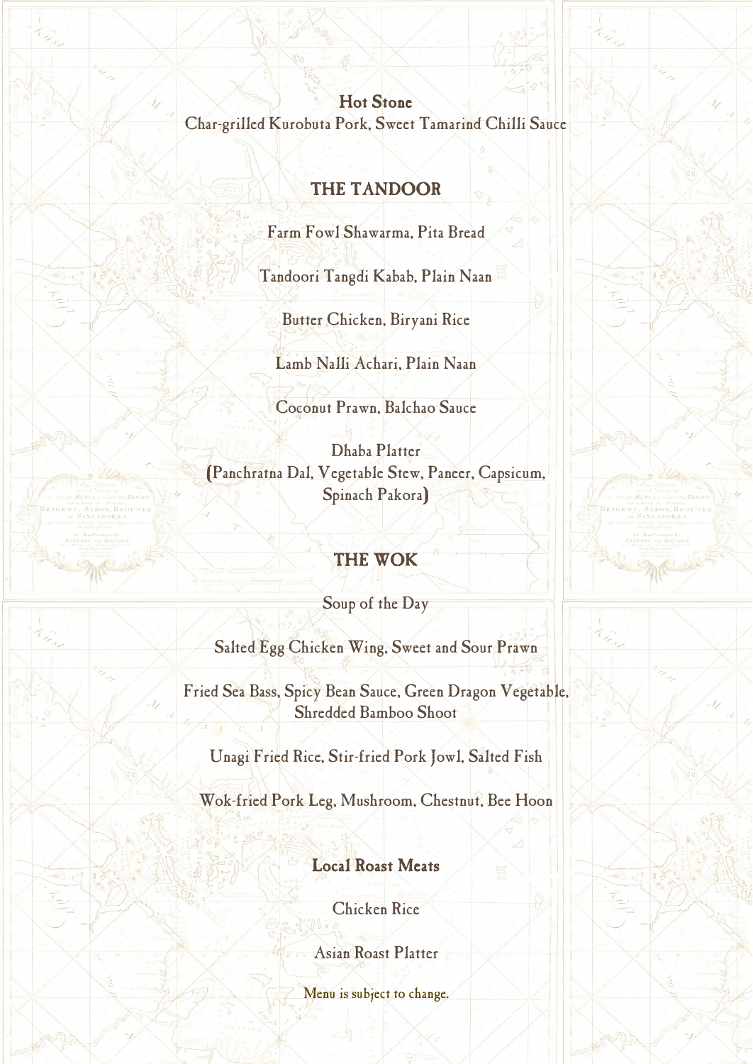### Hot Stone

Char-grilled Kurobuta Pork, Sweet Tamarind Chilli Sauce

## THE TANDOOR

Farm Fowl Shawarma, Pita Bread

Tandoori Tangdi Kabab, Plain Naan

Butter Chicken, Biryani Rice

Lamb Nalli Achari, Plain Naan

Coconut Prawn, Balchao Sauce

Dhaba Platter
(Panchratna Dal, Vegetable Stew, Paneer, Capsicum, Spinach Pakora)

## THE WOK

Soup of the Day

Salted Egg Chicken Wing, Sweet and Sour Prawn

Fried Sea Bass, Spicy Bean Sauce, Green Dragon Vegetable, Shredded Bamboo Shoot

Unagi Fried Rice, Stir-fried Pork Jowl, Salted Fish

Wok-fried Pork Leg, Mushroom, Chestnut, Bee Hoon

### Local Roast Meats

Chicken Rice

Asian Roast Platter

Menu is subject to change.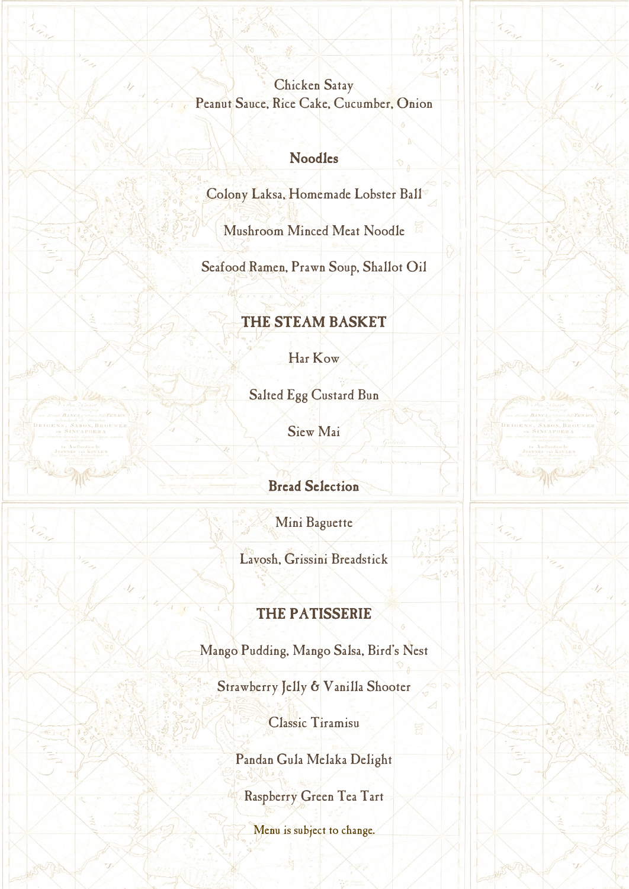Chicken Satay
Peanut Sauce, Rice Cake, Cucumber, Onion

## Noodles

Colony Laksa, Homemade Lobster Ball

Mushroom Minced Meat Noodle

Seafood Ramen, Prawn Soup, Shallot Oil

## THE STEAM BASKET

Har Kow

Salted Egg Custard Bun

Siew Mai

## Bread Selection

Mini Baguette

Lavosh, Grissini Breadstick

## THE PATISSERIE

Mango Pudding, Mango Salsa, Bird's Nest

Strawberry Jelly & Vanilla Shooter

Classic Tiramisu

Pandan Gula Melaka Delight

Raspberry Green Tea Tart

Menu is subject to change.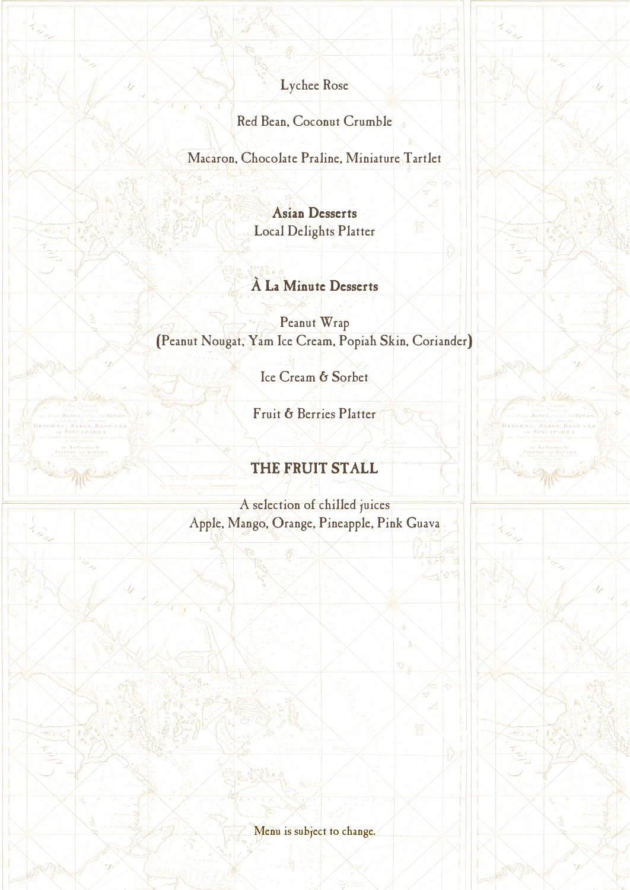Lychee Rose

Red Bean, Coconut Crumble

Macaron, Chocolate Praline, Miniature Tartlet

## Asian Desserts

Local Delights Platter

## À La Minute Desserts

Peanut Wrap
(Peanut Nougat, Yam Ice Cream, Popiah Skin, Coriander)

Ice Cream & Sorbet

Fruit & Berries Platter

## THE FRUIT STALL

A selection of chilled juices
Apple, Mango, Orange, Pineapple, Pink Guava

Menu is subject to change.